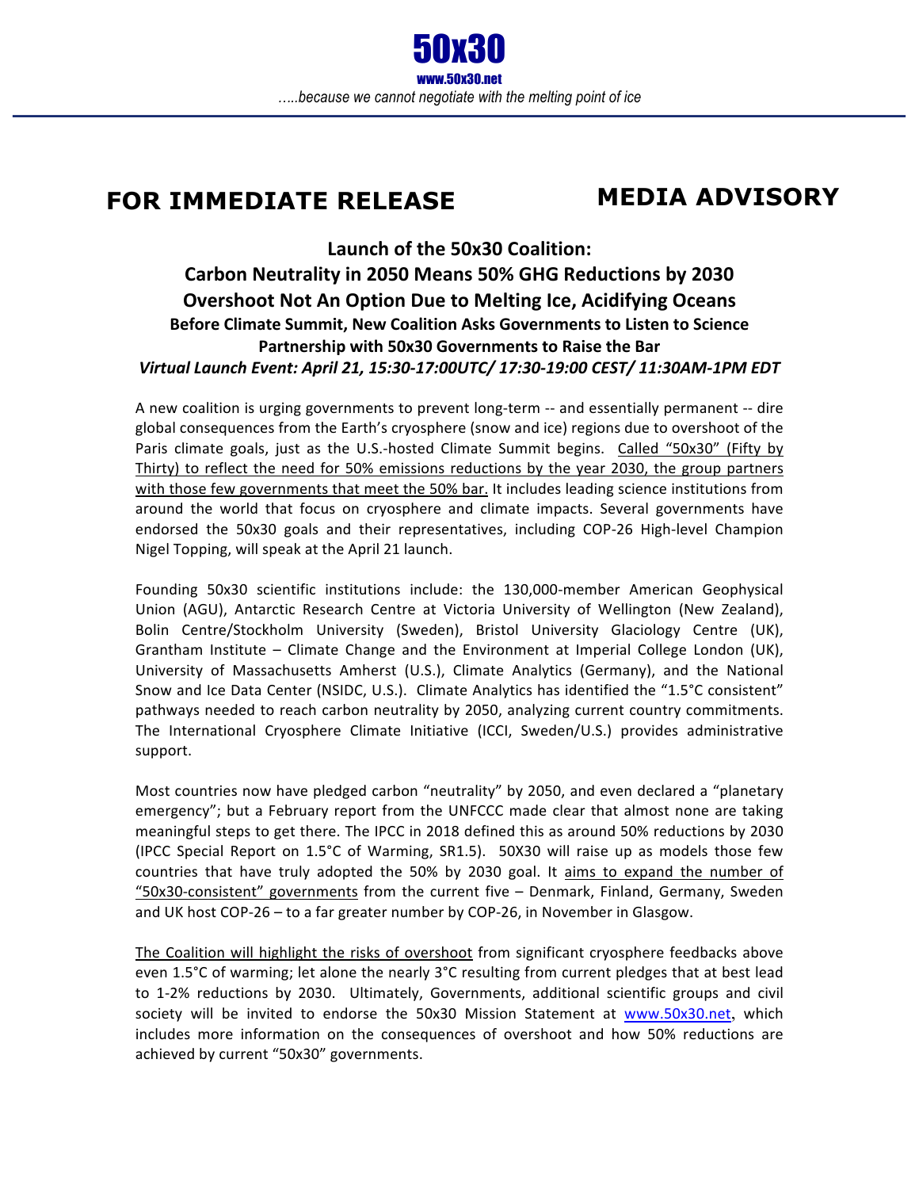# 50x30

www.50x30.net

*…..because we cannot negotiate with the melting point of ice*

## FOR IMMEDIATE RELEASE

## MEDIA ADVISORY

### Launch of the 50x30 Coalition:
### Carbon Neutrality in 2050 Means 50% GHG Reductions by 2030
### Overshoot Not An Option Due to Melting Ice, Acidifying Oceans

**Before Climate Summit, New Coalition Asks Governments to Listen to Science**

**Partnership with 50x30 Governments to Raise the Bar**

***Virtual Launch Event: April 21, 15:30-17:00UTC/ 17:30-19:00 CEST/ 11:30AM-1PM EDT***

A new coalition is urging governments to prevent long-term -- and essentially permanent -- dire global consequences from the Earth's cryosphere (snow and ice) regions due to overshoot of the Paris climate goals, just as the U.S.-hosted Climate Summit begins. <u>Called "50x30" (Fifty by Thirty) to reflect the need for 50% emissions reductions by the year 2030, the group partners with those few governments that meet the 50% bar.</u> It includes leading science institutions from around the world that focus on cryosphere and climate impacts. Several governments have endorsed the 50x30 goals and their representatives, including COP-26 High-level Champion Nigel Topping, will speak at the April 21 launch.

Founding 50x30 scientific institutions include: the 130,000-member American Geophysical Union (AGU), Antarctic Research Centre at Victoria University of Wellington (New Zealand), Bolin Centre/Stockholm University (Sweden), Bristol University Glaciology Centre (UK), Grantham Institute – Climate Change and the Environment at Imperial College London (UK), University of Massachusetts Amherst (U.S.), Climate Analytics (Germany), and the National Snow and Ice Data Center (NSIDC, U.S.). Climate Analytics has identified the "1.5°C consistent" pathways needed to reach carbon neutrality by 2050, analyzing current country commitments. The International Cryosphere Climate Initiative (ICCI, Sweden/U.S.) provides administrative support.

Most countries now have pledged carbon "neutrality" by 2050, and even declared a "planetary emergency"; but a February report from the UNFCCC made clear that almost none are taking meaningful steps to get there. The IPCC in 2018 defined this as around 50% reductions by 2030 (IPCC Special Report on 1.5°C of Warming, SR1.5). 50X30 will raise up as models those few countries that have truly adopted the 50% by 2030 goal. It <u>aims to expand the number of "50x30-consistent" governments</u> from the current five – Denmark, Finland, Germany, Sweden and UK host COP-26 – to a far greater number by COP-26, in November in Glasgow.

<u>The Coalition will highlight the risks of overshoot</u> from significant cryosphere feedbacks above even 1.5°C of warming; let alone the nearly 3°C resulting from current pledges that at best lead to 1-2% reductions by 2030. Ultimately, Governments, additional scientific groups and civil society will be invited to endorse the 50x30 Mission Statement at [www.50x30.net](www.50x30.net), which includes more information on the consequences of overshoot and how 50% reductions are achieved by current "50x30" governments.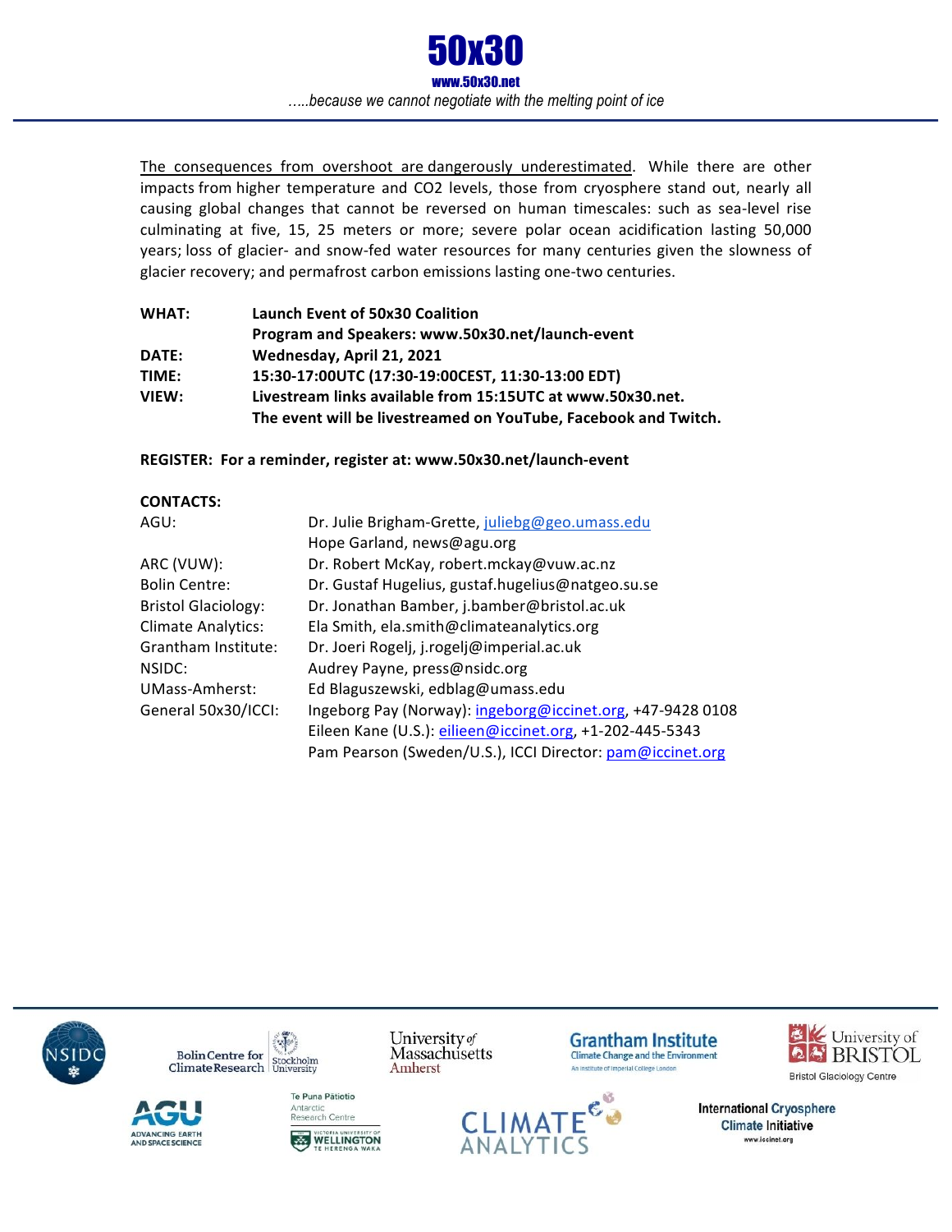The consequences from overshoot are dangerously underestimated. While there are other impacts from higher temperature and $CO_2$ levels, those from cryosphere stand out, nearly all causing global changes that cannot be reversed on human timescales: such as sea-level rise culminating at five, 15, 25 meters or more; severe polar ocean acidification lasting 50,000 years; loss of glacier- and snow-fed water resources for many centuries given the slowness of glacier recovery; and permafrost carbon emissions lasting one-two centuries.

| | |
|---|---|
| **WHAT:** | **Launch Event of 50x30 Coalition** |
| | **Program and Speakers: www.50x30.net/launch-event** |
| **DATE:** | **Wednesday, April 21, 2021** |
| **TIME:** | **15:30-17:00UTC (17:30-19:00CEST, 11:30-13:00 EDT)** |
| **VIEW:** | **Livestream links available from 15:15UTC at www.50x30.net.** |
| | **The event will be livestreamed on YouTube, Facebook and Twitch.** |

**REGISTER: For a reminder, register at: www.50x30.net/launch-event**

**CONTACTS:**

| | |
|---|---|
| AGU: | Dr. Julie Brigham-Grette, juliebg@geo.umass.edu |
| | Hope Garland, news@agu.org |
| ARC (VUW): | Dr. Robert McKay, robert.mckay@vuw.ac.nz |
| Bolin Centre: | Dr. Gustaf Hugelius, gustaf.hugelius@natgeo.su.se |
| Bristol Glaciology: | Dr. Jonathan Bamber, j.bamber@bristol.ac.uk |
| Climate Analytics: | Ela Smith, ela.smith@climateanalytics.org |
| Grantham Institute: | Dr. Joeri Rogelj, j.rogelj@imperial.ac.uk |
| NSIDC: | Audrey Payne, press@nsidc.org |
| UMass-Amherst: | Ed Blaguszewski, edblag@umass.edu |
| General 50x30/ICCI: | Ingeborg Pay (Norway): ingeborg@iccinet.org, +47-9428 0108 |
| | Eileen Kane (U.S.): eilieen@iccinet.org, +1-202-445-5343 |
| | Pam Pearson (Sweden/U.S.), ICCI Director: pam@iccinet.org |